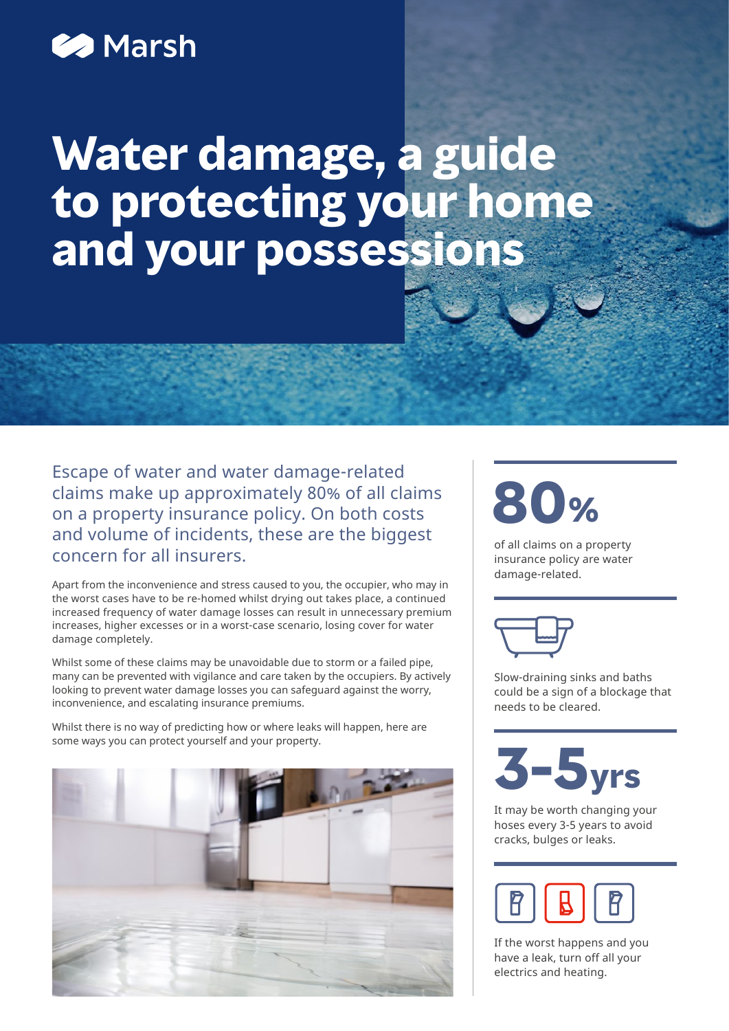Marsh

# Water damage, a guide to protecting your home and your possessions

Escape of water and water damage-related claims make up approximately 80% of all claims on a property insurance policy. On both costs and volume of incidents, these are the biggest concern for all insurers.

Apart from the inconvenience and stress caused to you, the occupier, who may in the worst cases have to be re-homed whilst drying out takes place, a continued increased frequency of water damage losses can result in unnecessary premium increases, higher excesses or in a worst-case scenario, losing cover for water damage completely.

Whilst some of these claims may be unavoidable due to storm or a failed pipe, many can be prevented with vigilance and care taken by the occupiers. By actively looking to prevent water damage losses you can safeguard against the worry, inconvenience, and escalating insurance premiums.

Whilst there is no way of predicting how or where leaks will happen, here are some ways you can protect yourself and your property.

**80%**

of all claims on a property insurance policy are water damage-related.

Slow-draining sinks and baths could be a sign of a blockage that needs to be cleared.

**3-5yrs**

It may be worth changing your hoses every 3-5 years to avoid cracks, bulges or leaks.

If the worst happens and you have a leak, turn off all your electrics and heating.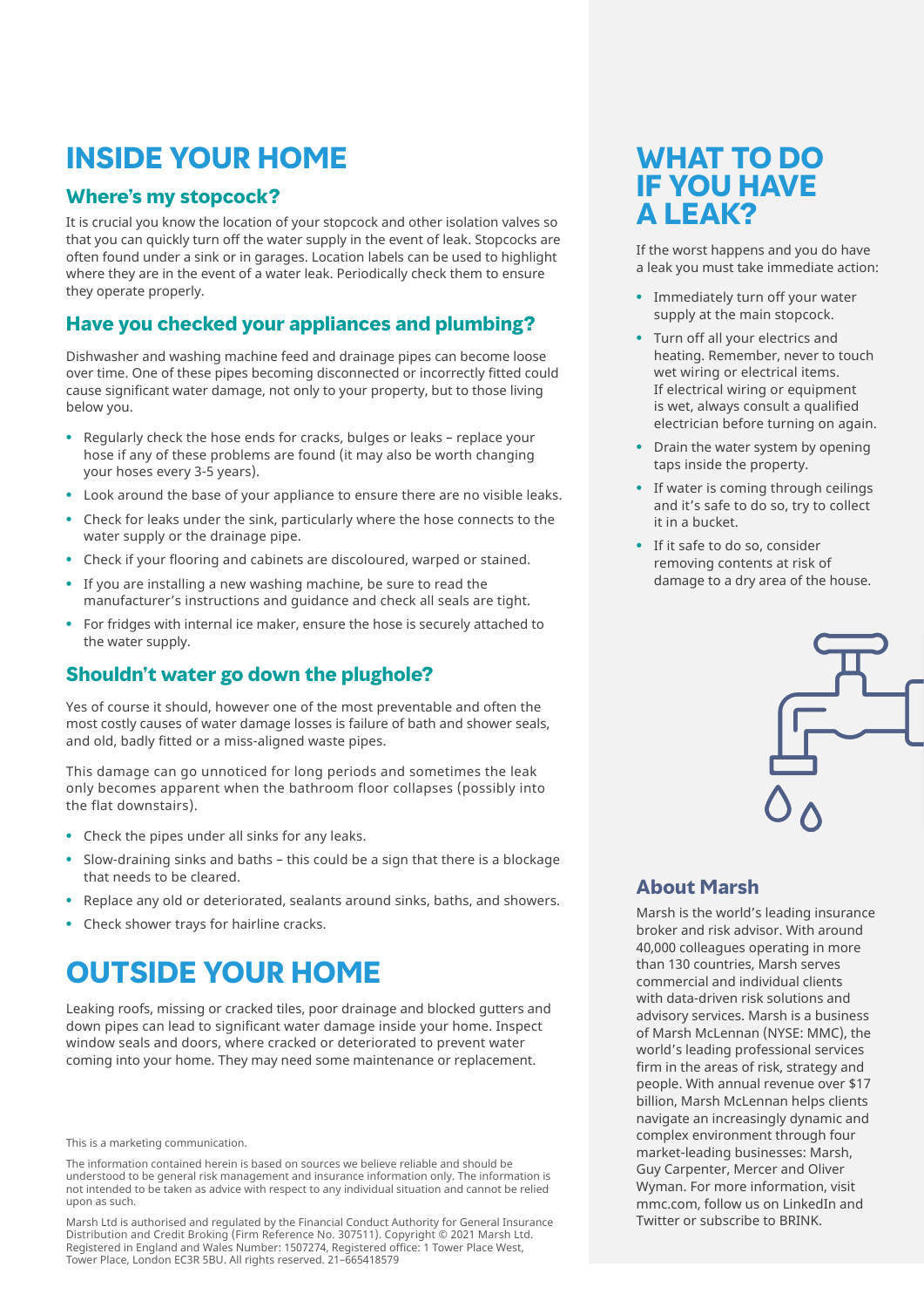# INSIDE YOUR HOME

## Where's my stopcock?

It is crucial you know the location of your stopcock and other isolation valves so that you can quickly turn off the water supply in the event of leak. Stopcocks are often found under a sink or in garages. Location labels can be used to highlight where they are in the event of a water leak. Periodically check them to ensure they operate properly.

## Have you checked your appliances and plumbing?

Dishwasher and washing machine feed and drainage pipes can become loose over time. One of these pipes becoming disconnected or incorrectly fitted could cause significant water damage, not only to your property, but to those living below you.

- Regularly check the hose ends for cracks, bulges or leaks – replace your hose if any of these problems are found (it may also be worth changing your hoses every 3-5 years).
- Look around the base of your appliance to ensure there are no visible leaks.
- Check for leaks under the sink, particularly where the hose connects to the water supply or the drainage pipe.
- Check if your flooring and cabinets are discoloured, warped or stained.
- If you are installing a new washing machine, be sure to read the manufacturer's instructions and guidance and check all seals are tight.
- For fridges with internal ice maker, ensure the hose is securely attached to the water supply.

## Shouldn't water go down the plughole?

Yes of course it should, however one of the most preventable and often the most costly causes of water damage losses is failure of bath and shower seals, and old, badly fitted or a miss-aligned waste pipes.

This damage can go unnoticed for long periods and sometimes the leak only becomes apparent when the bathroom floor collapses (possibly into the flat downstairs).

- Check the pipes under all sinks for any leaks.
- Slow-draining sinks and baths – this could be a sign that there is a blockage that needs to be cleared.
- Replace any old or deteriorated, sealants around sinks, baths, and showers.
- Check shower trays for hairline cracks.

# OUTSIDE YOUR HOME

Leaking roofs, missing or cracked tiles, poor drainage and blocked gutters and down pipes can lead to significant water damage inside your home. Inspect window seals and doors, where cracked or deteriorated to prevent water coming into your home. They may need some maintenance or replacement.

# WHAT TO DO IF YOU HAVE A LEAK?

If the worst happens and you do have a leak you must take immediate action:

- Immediately turn off your water supply at the main stopcock.
- Turn off all your electrics and heating. Remember, never to touch wet wiring or electrical items. If electrical wiring or equipment is wet, always consult a qualified electrician before turning on again.
- Drain the water system by opening taps inside the property.
- If water is coming through ceilings and it's safe to do so, try to collect it in a bucket.
- If it safe to do so, consider removing contents at risk of damage to a dry area of the house.

## About Marsh

Marsh is the world's leading insurance broker and risk advisor. With around 40,000 colleagues operating in more than 130 countries, Marsh serves commercial and individual clients with data-driven risk solutions and advisory services. Marsh is a business of Marsh McLennan (NYSE: MMC), the world's leading professional services firm in the areas of risk, strategy and people. With annual revenue over $17 billion, Marsh McLennan helps clients navigate an increasingly dynamic and complex environment through four market-leading businesses: Marsh, Guy Carpenter, Mercer and Oliver Wyman. For more information, visit mmc.com, follow us on LinkedIn and Twitter or subscribe to BRINK.

This is a marketing communication.

The information contained herein is based on sources we believe reliable and should be understood to be general risk management and insurance information only. The information is not intended to be taken as advice with respect to any individual situation and cannot be relied upon as such.

Marsh Ltd is authorised and regulated by the Financial Conduct Authority for General Insurance Distribution and Credit Broking (Firm Reference No. 307511). Copyright © 2021 Marsh Ltd. Registered in England and Wales Number: 1507274, Registered office: 1 Tower Place West, Tower Place, London EC3R 5BU. All rights reserved. 21–665418579